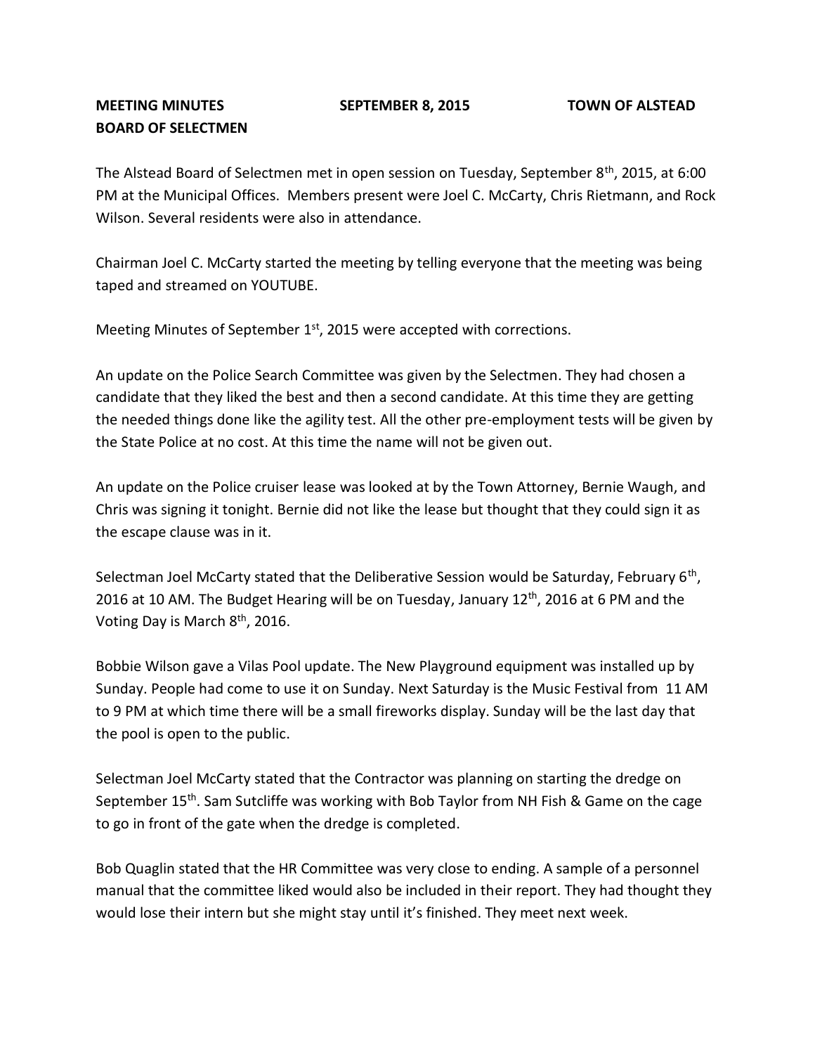**MEETING MINUTES SEPTEMBER 8, 2015 TOWN OF ALSTEAD**
**BOARD OF SELECTMEN**

The Alstead Board of Selectmen met in open session on Tuesday, September 8th, 2015, at 6:00 PM at the Municipal Offices. Members present were Joel C. McCarty, Chris Rietmann, and Rock Wilson. Several residents were also in attendance.

Chairman Joel C. McCarty started the meeting by telling everyone that the meeting was being taped and streamed on YOUTUBE.

Meeting Minutes of September 1st, 2015 were accepted with corrections.

An update on the Police Search Committee was given by the Selectmen. They had chosen a candidate that they liked the best and then a second candidate. At this time they are getting the needed things done like the agility test. All the other pre-employment tests will be given by the State Police at no cost. At this time the name will not be given out.

An update on the Police cruiser lease was looked at by the Town Attorney, Bernie Waugh, and Chris was signing it tonight. Bernie did not like the lease but thought that they could sign it as the escape clause was in it.

Selectman Joel McCarty stated that the Deliberative Session would be Saturday, February 6th, 2016 at 10 AM. The Budget Hearing will be on Tuesday, January 12th, 2016 at 6 PM and the Voting Day is March 8th, 2016.

Bobbie Wilson gave a Vilas Pool update. The New Playground equipment was installed up by Sunday. People had come to use it on Sunday. Next Saturday is the Music Festival from 11 AM to 9 PM at which time there will be a small fireworks display. Sunday will be the last day that the pool is open to the public.

Selectman Joel McCarty stated that the Contractor was planning on starting the dredge on September 15th. Sam Sutcliffe was working with Bob Taylor from NH Fish & Game on the cage to go in front of the gate when the dredge is completed.

Bob Quaglin stated that the HR Committee was very close to ending. A sample of a personnel manual that the committee liked would also be included in their report. They had thought they would lose their intern but she might stay until it's finished. They meet next week.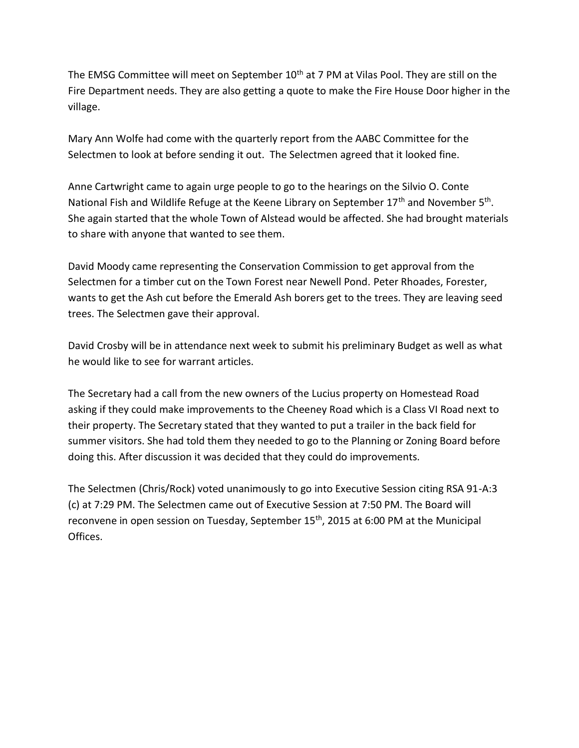The EMSG Committee will meet on September 10th at 7 PM at Vilas Pool. They are still on the Fire Department needs. They are also getting a quote to make the Fire House Door higher in the village.

Mary Ann Wolfe had come with the quarterly report from the AABC Committee for the Selectmen to look at before sending it out. The Selectmen agreed that it looked fine.

Anne Cartwright came to again urge people to go to the hearings on the Silvio O. Conte National Fish and Wildlife Refuge at the Keene Library on September 17th and November 5th. She again started that the whole Town of Alstead would be affected. She had brought materials to share with anyone that wanted to see them.

David Moody came representing the Conservation Commission to get approval from the Selectmen for a timber cut on the Town Forest near Newell Pond. Peter Rhoades, Forester, wants to get the Ash cut before the Emerald Ash borers get to the trees. They are leaving seed trees. The Selectmen gave their approval.

David Crosby will be in attendance next week to submit his preliminary Budget as well as what he would like to see for warrant articles.

The Secretary had a call from the new owners of the Lucius property on Homestead Road asking if they could make improvements to the Cheeney Road which is a Class VI Road next to their property. The Secretary stated that they wanted to put a trailer in the back field for summer visitors. She had told them they needed to go to the Planning or Zoning Board before doing this. After discussion it was decided that they could do improvements.

The Selectmen (Chris/Rock) voted unanimously to go into Executive Session citing RSA 91-A:3 (c) at 7:29 PM. The Selectmen came out of Executive Session at 7:50 PM. The Board will reconvene in open session on Tuesday, September 15th, 2015 at 6:00 PM at the Municipal Offices.